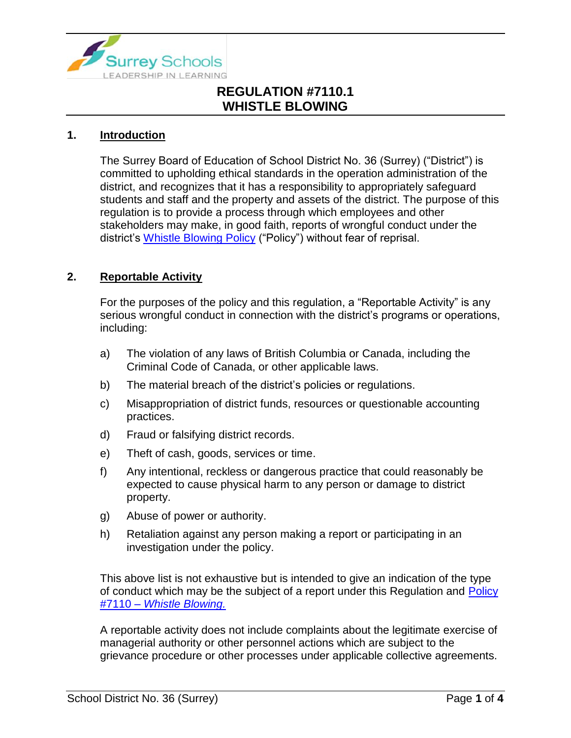# REGULATION #7110.1
# WHISTLE BLOWING

## 1. Introduction

The Surrey Board of Education of School District No. 36 (Surrey) ("District") is committed to upholding ethical standards in the operation administration of the district, and recognizes that it has a responsibility to appropriately safeguard students and staff and the property and assets of the district. The purpose of this regulation is to provide a process through which employees and other stakeholders may make, in good faith, reports of wrongful conduct under the district's Whistle Blowing Policy ("Policy") without fear of reprisal.

## 2. Reportable Activity

For the purposes of the policy and this regulation, a "Reportable Activity" is any serious wrongful conduct in connection with the district's programs or operations, including:

a) The violation of any laws of British Columbia or Canada, including the Criminal Code of Canada, or other applicable laws.

b) The material breach of the district's policies or regulations.

c) Misappropriation of district funds, resources or questionable accounting practices.

d) Fraud or falsifying district records.

e) Theft of cash, goods, services or time.

f) Any intentional, reckless or dangerous practice that could reasonably be expected to cause physical harm to any person or damage to district property.

g) Abuse of power or authority.

h) Retaliation against any person making a report or participating in an investigation under the policy.

This above list is not exhaustive but is intended to give an indication of the type of conduct which may be the subject of a report under this Regulation and Policy #7110 – *Whistle Blowing.*

A reportable activity does not include complaints about the legitimate exercise of managerial authority or other personnel actions which are subject to the grievance procedure or other processes under applicable collective agreements.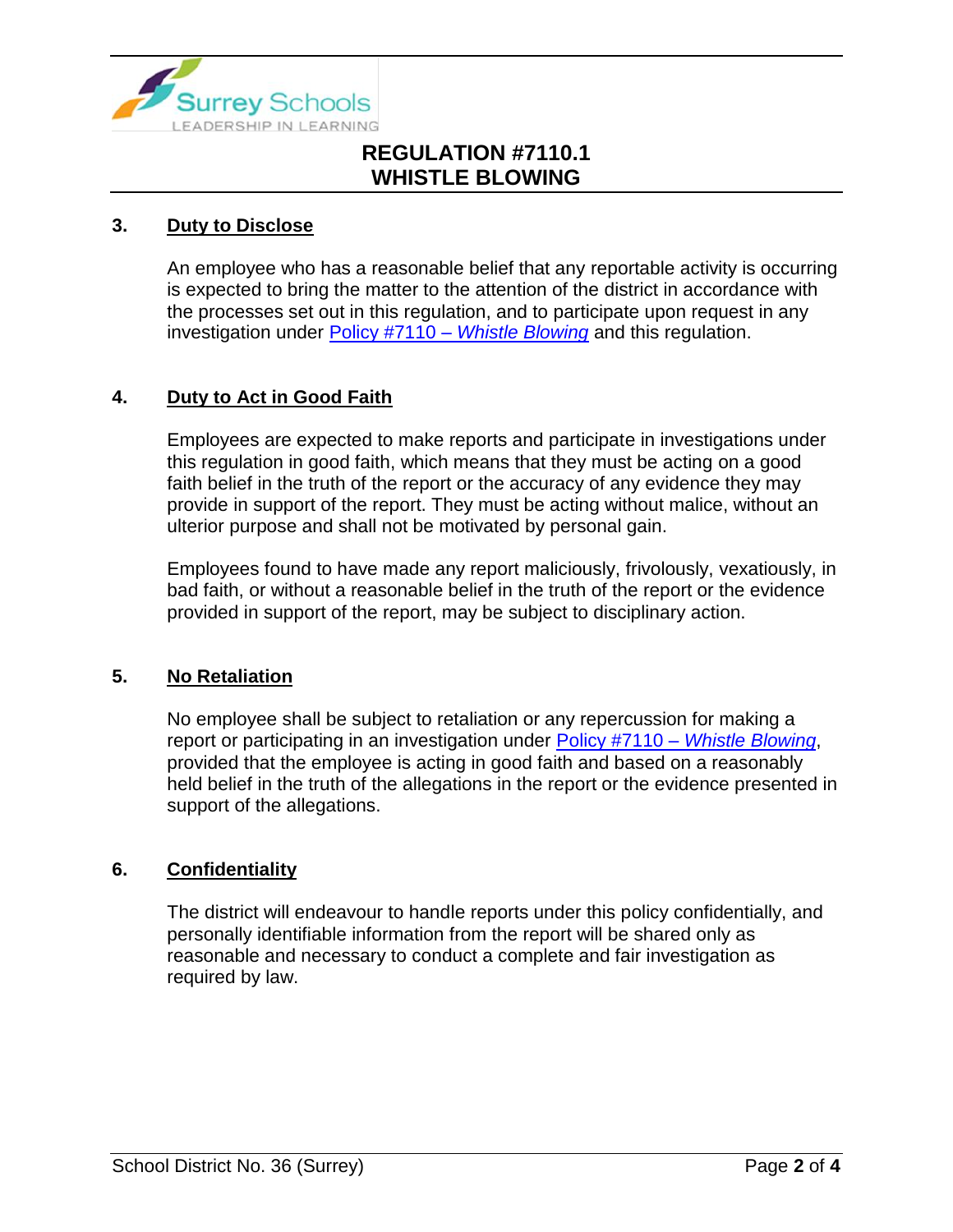## 3. Duty to Disclose

An employee who has a reasonable belief that any reportable activity is occurring is expected to bring the matter to the attention of the district in accordance with the processes set out in this regulation, and to participate upon request in any investigation under [Policy #7110 – *Whistle Blowing*] and this regulation.

## 4. Duty to Act in Good Faith

Employees are expected to make reports and participate in investigations under this regulation in good faith, which means that they must be acting on a good faith belief in the truth of the report or the accuracy of any evidence they may provide in support of the report. They must be acting without malice, without an ulterior purpose and shall not be motivated by personal gain.

Employees found to have made any report maliciously, frivolously, vexatiously, in bad faith, or without a reasonable belief in the truth of the report or the evidence provided in support of the report, may be subject to disciplinary action.

## 5. No Retaliation

No employee shall be subject to retaliation or any repercussion for making a report or participating in an investigation under [Policy #7110 – *Whistle Blowing*], provided that the employee is acting in good faith and based on a reasonably held belief in the truth of the allegations in the report or the evidence presented in support of the allegations.

## 6. Confidentiality

The district will endeavour to handle reports under this policy confidentially, and personally identifiable information from the report will be shared only as reasonable and necessary to conduct a complete and fair investigation as required by law.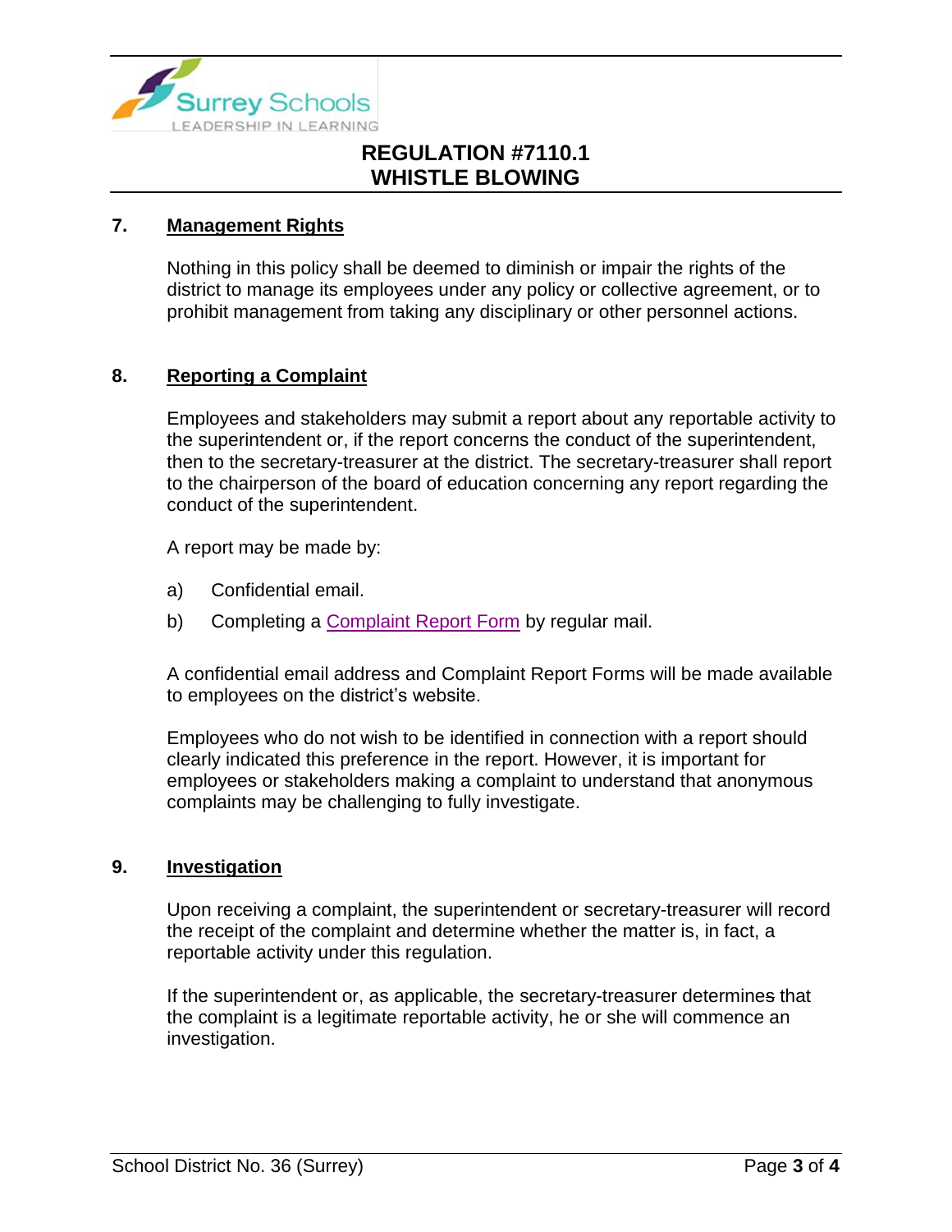## 7. Management Rights

Nothing in this policy shall be deemed to diminish or impair the rights of the district to manage its employees under any policy or collective agreement, or to prohibit management from taking any disciplinary or other personnel actions.

## 8. Reporting a Complaint

Employees and stakeholders may submit a report about any reportable activity to the superintendent or, if the report concerns the conduct of the superintendent, then to the secretary-treasurer at the district. The secretary-treasurer shall report to the chairperson of the board of education concerning any report regarding the conduct of the superintendent.

A report may be made by:

a) Confidential email.

b) Completing a Complaint Report Form by regular mail.

A confidential email address and Complaint Report Forms will be made available to employees on the district's website.

Employees who do not wish to be identified in connection with a report should clearly indicated this preference in the report. However, it is important for employees or stakeholders making a complaint to understand that anonymous complaints may be challenging to fully investigate.

## 9. Investigation

Upon receiving a complaint, the superintendent or secretary-treasurer will record the receipt of the complaint and determine whether the matter is, in fact, a reportable activity under this regulation.

If the superintendent or, as applicable, the secretary-treasurer determines that the complaint is a legitimate reportable activity, he or she will commence an investigation.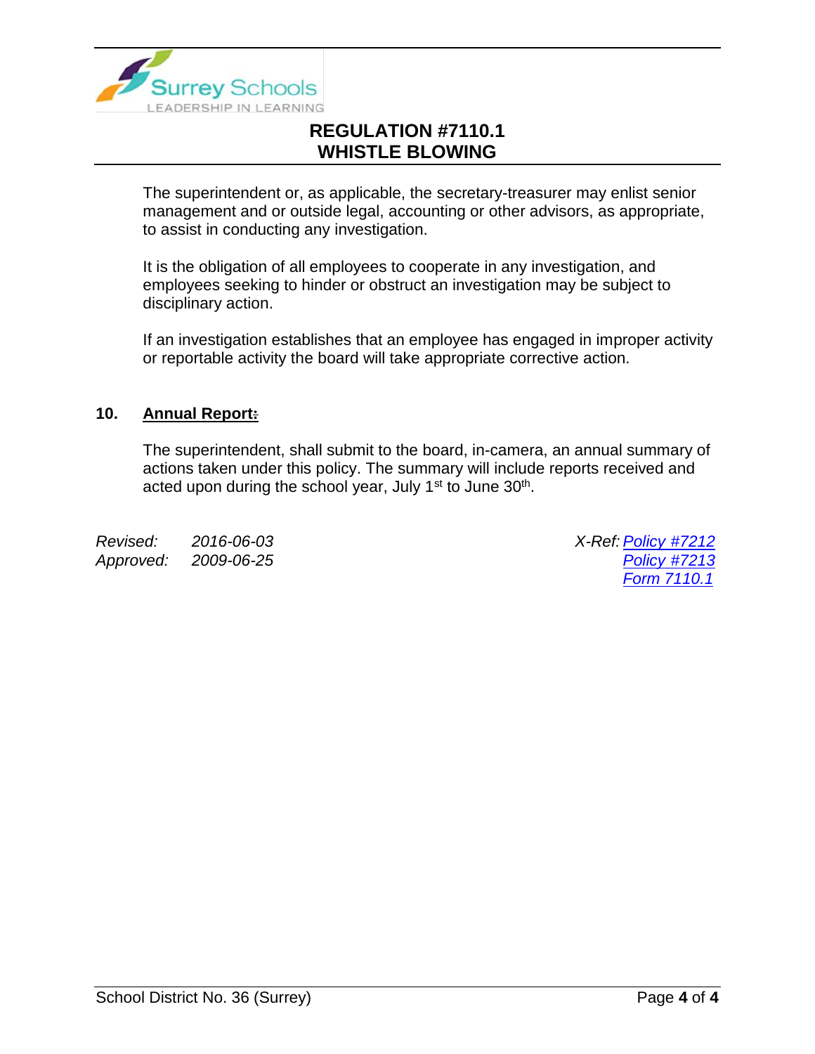# REGULATION #7110.1
# WHISTLE BLOWING

The superintendent or, as applicable, the secretary-treasurer may enlist senior management and or outside legal, accounting or other advisors, as appropriate, to assist in conducting any investigation.

It is the obligation of all employees to cooperate in any investigation, and employees seeking to hinder or obstruct an investigation may be subject to disciplinary action.

If an investigation establishes that an employee has engaged in improper activity or reportable activity the board will take appropriate corrective action.

## 10. Annual Report:

The superintendent, shall submit to the board, in-camera, an annual summary of actions taken under this policy. The summary will include reports received and acted upon during the school year, July 1st to June 30th.

*Revised:* *2016-06-03*
*Approved:* *2009-06-25*

*X-Ref:* *Policy #7212*
*Policy #7213*
*Form 7110.1*